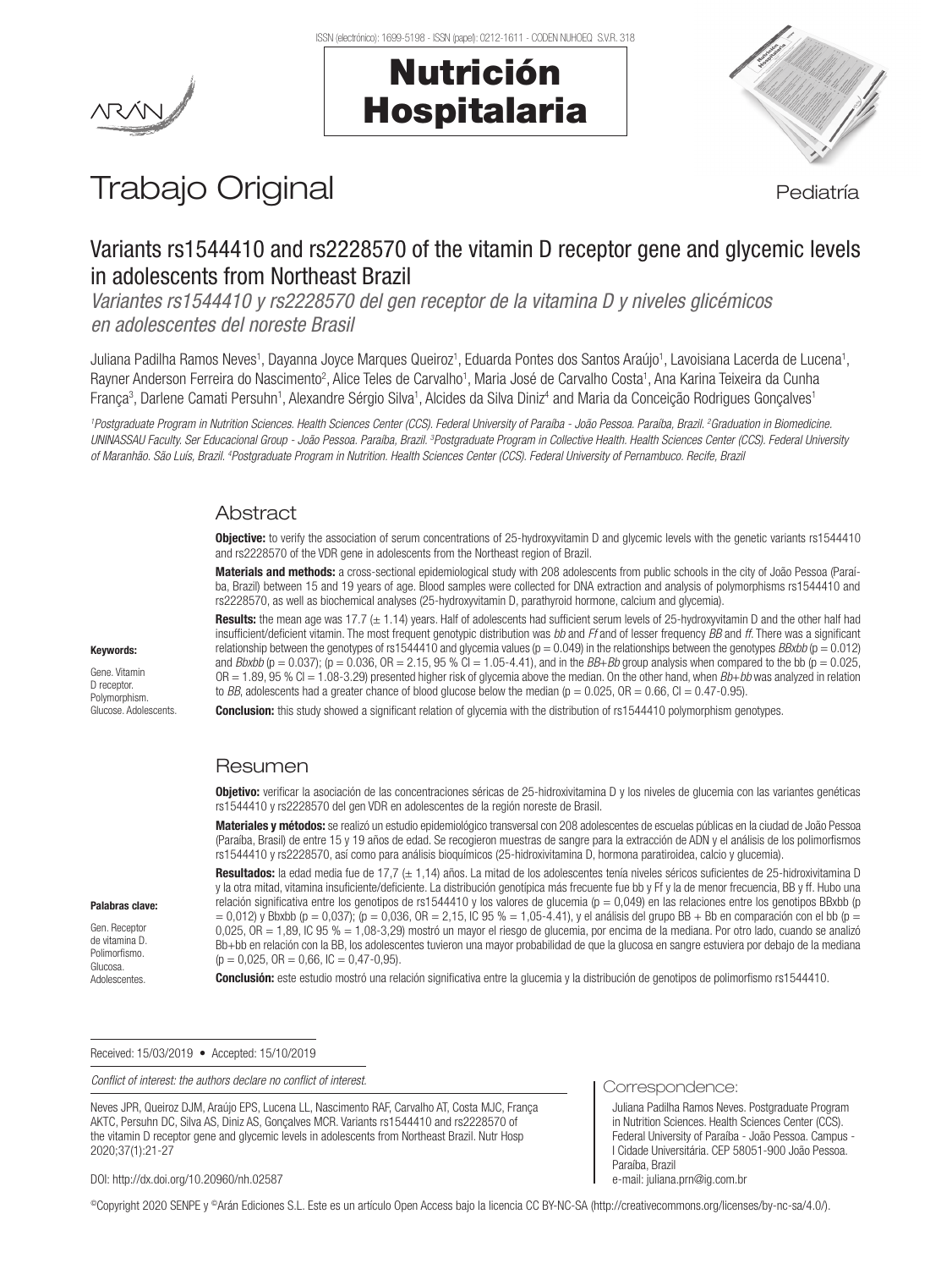ISSN (electrónico): 1699-5198 - ISSN (papel): 0212-1611 - CODEN NUHOEQ S.V.R. 318

# Nutrición Hospitalaria

Trabajo Original

Pediatría

## Variants rs1544410 and rs2228570 of the vitamin D receptor gene and glycemic levels in adolescents from Northeast Brazil

*Variantes rs1544410 y rs2228570 del gen receptor de la vitamina D y niveles glicémicos en adolescentes del noreste Brasil*

Juliana Padilha Ramos Neves[1], Dayanna Joyce Marques Queiroz[1], Eduarda Pontes dos Santos Araújo[1], Lavoisiana Lacerda de Lucena[1], Rayner Anderson Ferreira do Nascimento[2], Alice Teles de Carvalho[1], Maria José de Carvalho Costa[1], Ana Karina Teixeira da Cunha França[3], Darlene Camati Persuhn[1], Alexandre Sérgio Silva[1], Alcides da Silva Diniz[4] and Maria da Conceição Rodrigues Gonçalves[1]

*[1]Postgraduate Program in Nutrition Sciences. Health Sciences Center (CCS). Federal University of Paraíba - João Pessoa. Paraíba, Brazil. [2]Graduation in Biomedicine. UNINASSAU Faculty. Ser Educacional Group - João Pessoa. Paraíba, Brazil. [3]Postgraduate Program in Collective Health. Health Sciences Center (CCS). Federal University of Maranhão. São Luís, Brazil. [4]Postgraduate Program in Nutrition. Health Sciences Center (CCS). Federal University of Pernambuco. Recife, Brazil*

### Abstract

**Objective:** to verify the association of serum concentrations of 25-hydroxyvitamin D and glycemic levels with the genetic variants rs1544410 and rs2228570 of the VDR gene in adolescents from the Northeast region of Brazil.

**Materials and methods:** a cross-sectional epidemiological study with 208 adolescents from public schools in the city of João Pessoa (Paraíba, Brazil) between 15 and 19 years of age. Blood samples were collected for DNA extraction and analysis of polymorphisms rs1544410 and rs2228570, as well as biochemical analyses (25-hydroxyvitamin D, parathyroid hormone, calcium and glycemia).

**Results:** the mean age was 17.7 (± 1.14) years. Half of adolescents had sufficient serum levels of 25-hydroxyvitamin D and the other half had insufficient/deficient vitamin. The most frequent genotypic distribution was *bb* and *Ff* and of lesser frequency *BB* and *ff*. There was a significant relationship between the genotypes of rs1544410 and glycemia values (p = 0.049) in the relationships between the genotypes *BBxbb* (p = 0.012) and *Bbxbb* (p = 0.037); (p = 0.036, OR = 2.15, 95 % CI = 1.05-4.41), and in the *BB+Bb* group analysis when compared to the bb (p = 0.025, OR = 1.89, 95 % CI = 1.08-3.29) presented higher risk of glycemia above the median. On the other hand, when *Bb+bb* was analyzed in relation to *BB*, adolescents had a greater chance of blood glucose below the median (p = 0.025, OR = 0.66, CI = 0.47-0.95).

**Conclusion:** this study showed a significant relation of glycemia with the distribution of rs1544410 polymorphism genotypes.

**Keywords:**

Gene. Vitamin D receptor. Polymorphism. Glucose. Adolescents.

### Resumen

**Objetivo:** verificar la asociación de las concentraciones séricas de 25-hidroxivitamina D y los niveles de glucemia con las variantes genéticas rs1544410 y rs2228570 del gen VDR en adolescentes de la región noreste de Brasil.

**Materiales y métodos:** se realizó un estudio epidemiológico transversal con 208 adolescentes de escuelas públicas en la ciudad de João Pessoa (Paraíba, Brasil) de entre 15 y 19 años de edad. Se recogieron muestras de sangre para la extracción de ADN y el análisis de los polimorfismos rs1544410 y rs2228570, así como para análisis bioquímicos (25-hidroxivitamina D, hormona paratiroidea, calcio y glucemia).

**Resultados:** la edad media fue de 17,7 (± 1,14) años. La mitad de los adolescentes tenía niveles séricos suficientes de 25-hidroxivitamina D y la otra mitad, vitamina insuficiente/deficiente. La distribución genotípica más frecuente fue bb y Ff y la de menor frecuencia, BB y ff. Hubo una relación significativa entre los genotipos de rs1544410 y los valores de glucemia (p = 0,049) en las relaciones entre los genotipos BBxbb (p = 0,012) y Bbxbb (p = 0,037); (p = 0,036, OR = 2,15, IC 95 % = 1,05-4.41), y el análisis del grupo BB + Bb en comparación con el bb (p = 0,025, OR = 1,89, IC 95 % = 1,08-3,29) mostró un mayor el riesgo de glucemia, por encima de la mediana. Por otro lado, cuando se analizó Bb+bb en relación con la BB, los adolescentes tuvieron una mayor probabilidad de que la glucosa en sangre estuviera por debajo de la mediana (p = 0,025, OR = 0,66, IC = 0,47-0,95).

**Conclusión:** este estudio mostró una relación significativa entre la glucemia y la distribución de genotipos de polimorfismo rs1544410.

**Palabras clave:**

Gen. Receptor de vitamina D. Polimorfismo. Glucosa. Adolescentes.

Received: 15/03/2019 • Accepted: 15/10/2019

*Conflict of interest: the authors declare no conflict of interest.*

Neves JPR, Queiroz DJM, Araújo EPS, Lucena LL, Nascimento RAF, Carvalho AT, Costa MJC, França AKTC, Persuhn DC, Silva AS, Diniz AS, Gonçalves MCR. Variants rs1544410 and rs2228570 of the vitamin D receptor gene and glycemic levels in adolescents from Northeast Brazil. Nutr Hosp 2020;37(1):21-27

DOI: http://dx.doi.org/10.20960/nh.02587

**Correspondence:**

Juliana Padilha Ramos Neves. Postgraduate Program in Nutrition Sciences. Health Sciences Center (CCS). Federal University of Paraíba - João Pessoa. Campus - I Cidade Universitária. CEP 58051-900 João Pessoa. Paraíba, Brazil
e-mail: juliana.prn@ig.com.br

©Copyright 2020 SENPE y ©Arán Ediciones S.L. Este es un artículo Open Access bajo la licencia CC BY-NC-SA (http://creativecommons.org/licenses/by-nc-sa/4.0/).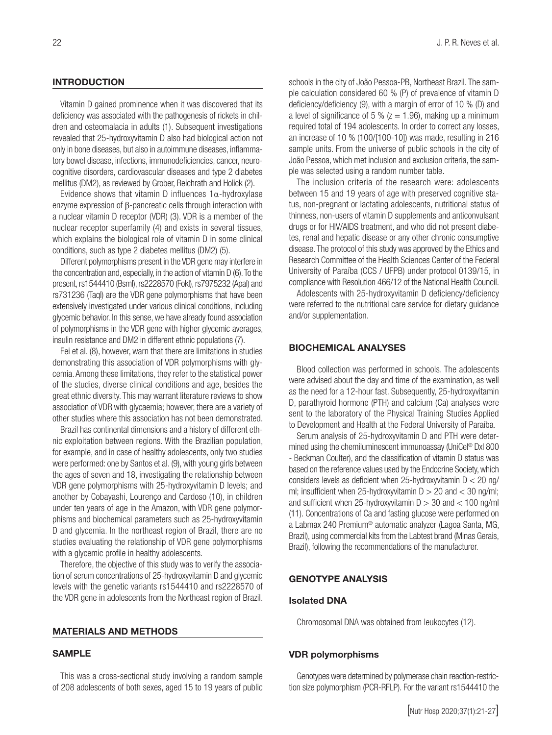## INTRODUCTION

Vitamin D gained prominence when it was discovered that its deficiency was associated with the pathogenesis of rickets in children and osteomalacia in adults (1). Subsequent investigations revealed that 25-hydroxyvitamin D also had biological action not only in bone diseases, but also in autoimmune diseases, inflammatory bowel disease, infections, immunodeficiencies, cancer, neurocognitive disorders, cardiovascular diseases and type 2 diabetes mellitus (DM2), as reviewed by Grober, Reichrath and Holick (2).

Evidence shows that vitamin D influences $1\alpha$-hydroxylase enzyme expression of $\beta$-pancreatic cells through interaction with a nuclear vitamin D receptor (VDR) (3). VDR is a member of the nuclear receptor superfamily (4) and exists in several tissues, which explains the biological role of vitamin D in some clinical conditions, such as type 2 diabetes mellitus (DM2) (5).

Different polymorphisms present in the VDR gene may interfere in the concentration and, especially, in the action of vitamin D (6). To the present, rs1544410 (BsmI), rs2228570 (FokI), rs7975232 (ApaI) and rs731236 (TaqI) are the VDR gene polymorphisms that have been extensively investigated under various clinical conditions, including glycemic behavior. In this sense, we have already found association of polymorphisms in the VDR gene with higher glycemic averages, insulin resistance and DM2 in different ethnic populations (7).

Fei et al. (8), however, warn that there are limitations in studies demonstrating this association of VDR polymorphisms with glycemia. Among these limitations, they refer to the statistical power of the studies, diverse clinical conditions and age, besides the great ethnic diversity. This may warrant literature reviews to show association of VDR with glycaemia; however, there are a variety of other studies where this association has not been demonstrated.

Brazil has continental dimensions and a history of different ethnic exploitation between regions. With the Brazilian population, for example, and in case of healthy adolescents, only two studies were performed: one by Santos et al. (9), with young girls between the ages of seven and 18, investigating the relationship between VDR gene polymorphisms with 25-hydroxyvitamin D levels; and another by Cobayashi, Lourenço and Cardoso (10), in children under ten years of age in the Amazon, with VDR gene polymorphisms and biochemical parameters such as 25-hydroxyvitamin D and glycemia. In the northeast region of Brazil, there are no studies evaluating the relationship of VDR gene polymorphisms with a glycemic profile in healthy adolescents.

Therefore, the objective of this study was to verify the association of serum concentrations of 25-hydroxyvitamin D and glycemic levels with the genetic variants rs1544410 and rs2228570 of the VDR gene in adolescents from the Northeast region of Brazil.

## MATERIALS AND METHODS

### SAMPLE

This was a cross-sectional study involving a random sample of 208 adolescents of both sexes, aged 15 to 19 years of public schools in the city of João Pessoa-PB, Northeast Brazil. The sample calculation considered 60 % (P) of prevalence of vitamin D deficiency/deficiency (9), with a margin of error of 10 % (D) and a level of significance of 5 % ($z = 1.96$), making up a minimum required total of 194 adolescents. In order to correct any losses, an increase of 10 % (100/[100-10]) was made, resulting in 216 sample units. From the universe of public schools in the city of João Pessoa, which met inclusion and exclusion criteria, the sample was selected using a random number table.

The inclusion criteria of the research were: adolescents between 15 and 19 years of age with preserved cognitive status, non-pregnant or lactating adolescents, nutritional status of thinness, non-users of vitamin D supplements and anticonvulsant drugs or for HIV/AIDS treatment, and who did not present diabetes, renal and hepatic disease or any other chronic consumptive disease. The protocol of this study was approved by the Ethics and Research Committee of the Health Sciences Center of the Federal University of Paraíba (CCS / UFPB) under protocol 0139/15, in compliance with Resolution 466/12 of the National Health Council.

Adolescents with 25-hydroxyvitamin D deficiency/deficiency were referred to the nutritional care service for dietary guidance and/or supplementation.

## BIOCHEMICAL ANALYSES

Blood collection was performed in schools. The adolescents were advised about the day and time of the examination, as well as the need for a 12-hour fast. Subsequently, 25-hydroxyvitamin D, parathyroid hormone (PTH) and calcium (Ca) analyses were sent to the laboratory of the Physical Training Studies Applied to Development and Health at the Federal University of Paraíba.

Serum analysis of 25-hydroxyvitamin D and PTH were determined using the chemiluminescent immunoassay (UniCel® DxI 800 - Beckman Coulter), and the classification of vitamin D status was based on the reference values used by the Endocrine Society, which considers levels as deficient when 25-hydroxyvitamin D < 20 ng/ml; insufficient when 25-hydroxyvitamin D > 20 and < 30 ng/ml; and sufficient when 25-hydroxyvitamin D > 30 and < 100 ng/ml (11). Concentrations of Ca and fasting glucose were performed on a Labmax 240 Premium® automatic analyzer (Lagoa Santa, MG, Brazil), using commercial kits from the Labtest brand (Minas Gerais, Brazil), following the recommendations of the manufacturer.

## GENOTYPE ANALYSIS

### Isolated DNA

Chromosomal DNA was obtained from leukocytes (12).

### VDR polymorphisms

Genotypes were determined by polymerase chain reaction-restriction size polymorphism (PCR-RFLP). For the variant rs1544410 the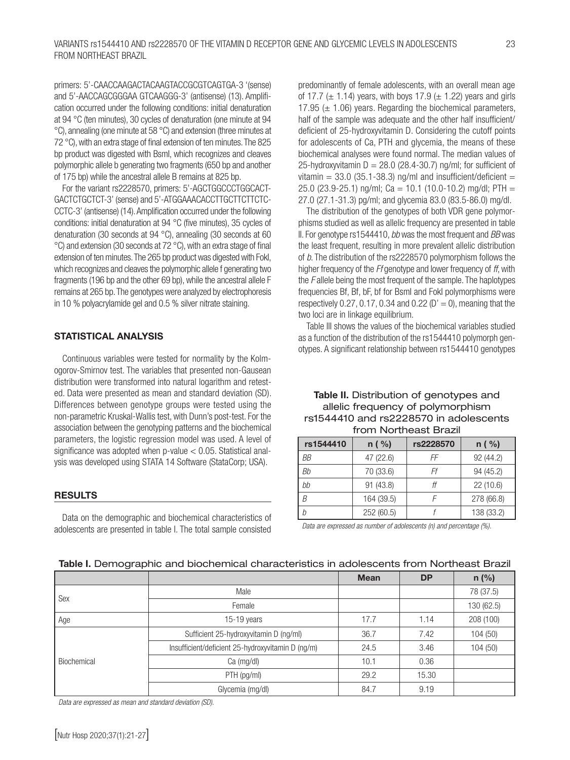primers: 5'-CAACCAAGACTACAAGTACCGCGTCAGTGA-3 '(sense) and 5'-AACCAGCGGGAA GTCAAGGG-3' (antisense) (13). Amplification occurred under the following conditions: initial denaturation at 94 °C (ten minutes), 30 cycles of denaturation (one minute at 94 °C), annealing (one minute at 58 °C) and extension (three minutes at 72 °C), with an extra stage of final extension of ten minutes. The 825 bp product was digested with BsmI, which recognizes and cleaves polymorphic allele b generating two fragments (650 bp and another of 175 bp) while the ancestral allele B remains at 825 bp.

For the variant rs2228570, primers: 5'-AGCTGGCCCTGGCACT-GACTCTGCTCT-3' (sense) and 5'-ATGGAAACACCTTGCTTCTTCTC-CCTC-3' (antisense) (14). Amplification occurred under the following conditions: initial denaturation at 94 °C (five minutes), 35 cycles of denaturation (30 seconds at 94 °C), annealing (30 seconds at 60 °C) and extension (30 seconds at 72 °C), with an extra stage of final extension of ten minutes. The 265 bp product was digested with FokI, which recognizes and cleaves the polymorphic allele f generating two fragments (196 bp and the other 69 bp), while the ancestral allele F remains at 265 bp. The genotypes were analyzed by electrophoresis in 10 % polyacrylamide gel and 0.5 % silver nitrate staining.

## STATISTICAL ANALYSIS

Continuous variables were tested for normality by the Kolmogorov-Smirnov test. The variables that presented non-Gausean distribution were transformed into natural logarithm and retested. Data were presented as mean and standard deviation (SD). Differences between genotype groups were tested using the non-parametric Kruskal-Wallis test, with Dunn's post-test. For the association between the genotyping patterns and the biochemical parameters, the logistic regression model was used. A level of significance was adopted when p-value $< 0.05$. Statistical analysis was developed using STATA 14 Software (StataCorp; USA).

## RESULTS

Data on the demographic and biochemical characteristics of adolescents are presented in table I. The total sample consisted predominantly of female adolescents, with an overall mean age of 17.7 ($\pm$ 1.14) years, with boys 17.9 ($\pm$ 1.22) years and girls 17.95 ($\pm$ 1.06) years. Regarding the biochemical parameters, half of the sample was adequate and the other half insufficient/deficient of 25-hydroxyvitamin D. Considering the cutoff points for adolescents of Ca, PTH and glycemia, the means of these biochemical analyses were found normal. The median values of 25-hydroxyvitamin D = 28.0 (28.4-30.7) ng/ml; for sufficient of vitamin = 33.0 (35.1-38.3) ng/ml and insufficient/deficient = 25.0 (23.9-25.1) ng/ml; Ca = 10.1 (10.0-10.2) mg/dl; PTH = 27.0 (27.1-31.3) pg/ml; and glycemia 83.0 (83.5-86.0) mg/dl.

The distribution of the genotypes of both VDR gene polymorphisms studied as well as allelic frequency are presented in table II. For genotype rs1544410, *bb* was the most frequent and *BB* was the least frequent, resulting in more prevalent allelic distribution of *b*. The distribution of the rs2228570 polymorphism follows the higher frequency of the *Ff* genotype and lower frequency of *ff*, with the *F* allele being the most frequent of the sample. The haplotypes frequencies Bf, Bf, bF, bf for BsmI and FokI polymorphisms were respectively 0.27, 0.17, 0.34 and 0.22 (D' = 0), meaning that the two loci are in linkage equilibrium.

Table III shows the values of the biochemical variables studied as a function of the distribution of the rs1544410 polymorph genotypes. A significant relationship between rs1544410 genotypes

**Table II.** Distribution of genotypes and allelic frequency of polymorphism rs1544410 and rs2228570 in adolescents from Northeast Brazil

| rs1544410 | n (%) | rs2228570 | n (%) |
|---|---|---|---|
| *BB* | 47 (22.6) | *FF* | 92 (44.2) |
| *Bb* | 70 (33.6) | *Ff* | 94 (45.2) |
| *bb* | 91 (43.8) | *ff* | 22 (10.6) |
| *B* | 164 (39.5) | *F* | 278 (66.8) |
| *b* | 252 (60.5) | *f* | 138 (33.2) |

*Data are expressed as number of adolescents (n) and percentage (%).*

**Table I.** Demographic and biochemical characteristics in adolescents from Northeast Brazil

| | | Mean | DP | n (%) |
|---|---|---|---|---|
| Sex | Male | | | 78 (37.5) |
| | Female | | | 130 (62.5) |
| Age | 15-19 years | 17.7 | 1.14 | 208 (100) |
| Biochemical | Sufficient 25-hydroxyvitamin D (ng/ml) | 36.7 | 7.42 | 104 (50) |
| | Insufficient/deficient 25-hydroxyvitamin D (ng/m) | 24.5 | 3.46 | 104 (50) |
| | Ca (mg/dl) | 10.1 | 0.36 | |
| | PTH (pg/ml) | 29.2 | 15.30 | |
| | Glycemia (mg/dl) | 84.7 | 9.19 | |

*Data are expressed as mean and standard deviation (SD).*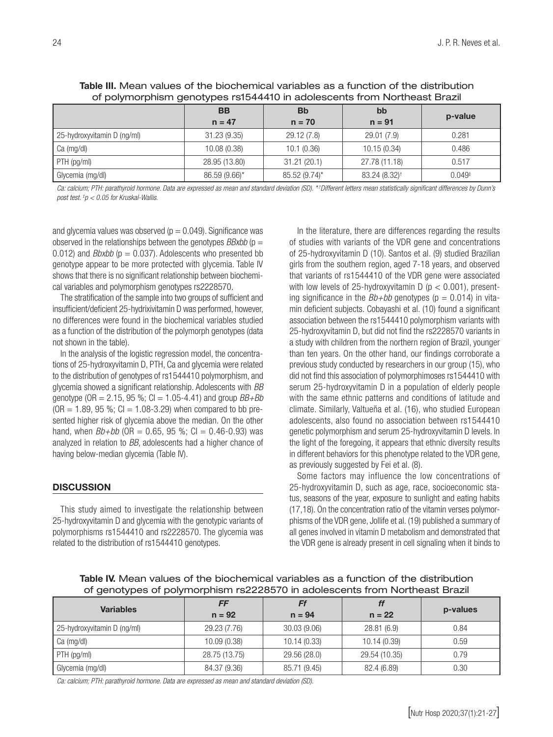**Table III.** Mean values of the biochemical variables as a function of the distribution of polymorphism genotypes rs1544410 in adolescents from Northeast Brazil

| | BB<br>n = 47 | Bb<br>n = 70 | bb<br>n = 91 | p-value |
|---|---|---|---|---|
| 25-hydroxyvitamin D (ng/ml) | 31.23 (9.35) | 29.12 (7.8) | 29.01 (7.9) | 0.281 |
| Ca (mg/dl) | 10.08 (0.38) | 10.1 (0.36) | 10.15 (0.34) | 0.486 |
| PTH (pg/ml) | 28.95 (13.80) | 31.21 (20.1) | 27.78 (11.18) | 0.517 |
| Glycemia (mg/dl) | 86.59 (9.66)* | 85.52 (9.74)* | 83.24 (8.32)† | 0.049‡ |

*Ca: calcium; PTH: parathyroid hormone. Data are expressed as mean and standard deviation (SD). *†Different letters mean statistically significant differences by Dunn's post test. ‡p < 0.05 for Kruskal-Wallis.*

and glycemia values was observed ($p = 0.049$). Significance was observed in the relationships between the genotypes *BBxbb* ($p = 0.012$) and *Bbxbb* ($p = 0.037$). Adolescents who presented bb genotype appear to be more protected with glycemia. Table IV shows that there is no significant relationship between biochemical variables and polymorphism genotypes rs2228570.

The stratification of the sample into two groups of sufficient and insufficient/deficient 25-hydrixivitamin D was performed, however, no differences were found in the biochemical variables studied as a function of the distribution of the polymorph genotypes (data not shown in the table).

In the analysis of the logistic regression model, the concentrations of 25-hydroxyvitamin D, PTH, Ca and glycemia were related to the distribution of genotypes of rs1544410 polymorphism, and glycemia showed a significant relationship. Adolescents with *BB* genotype (OR = 2.15, 95 %; CI = 1.05-4.41) and group *BB+Bb* (OR = 1.89, 95 %; CI = 1.08-3.29) when compared to bb presented higher risk of glycemia above the median. On the other hand, when *Bb+bb* (OR = 0.65, 95 %; CI = 0.46-0.93) was analyzed in relation to *BB*, adolescents had a higher chance of having below-median glycemia (Table IV).

## DISCUSSION

This study aimed to investigate the relationship between 25-hydroxyvitamin D and glycemia with the genotypic variants of polymorphisms rs1544410 and rs2228570. The glycemia was related to the distribution of rs1544410 genotypes.

In the literature, there are differences regarding the results of studies with variants of the VDR gene and concentrations of 25-hydroxyvitamin D (10). Santos et al. (9) studied Brazilian girls from the southern region, aged 7-18 years, and observed that variants of rs1544410 of the VDR gene were associated with low levels of 25-hydroxyvitamin D ($p < 0.001$), presenting significance in the *Bb+bb* genotypes ($p = 0.014$) in vitamin deficient subjects. Cobayashi et al. (10) found a significant association between the rs1544410 polymorphism variants with 25-hydroxyvitamin D, but did not find the rs2228570 variants in a study with children from the northern region of Brazil, younger than ten years. On the other hand, our findings corroborate a previous study conducted by researchers in our group (15), who did not find this association of polymorphimoses rs1544410 with serum 25-hydroxyvitamin D in a population of elderly people with the same ethnic patterns and conditions of latitude and climate. Similarly, Valtueña et al. (16), who studied European adolescents, also found no association between rs1544410 genetic polymorphism and serum 25-hydroxyvitamin D levels. In the light of the foregoing, it appears that ethnic diversity results in different behaviors for this phenotype related to the VDR gene, as previously suggested by Fei et al. (8).

Some factors may influence the low concentrations of 25-hydroxyvitamin D, such as age, race, socioeconomic status, seasons of the year, exposure to sunlight and eating habits (17,18). On the concentration ratio of the vitamin verses polymorphisms of the VDR gene, Jollife et al. (19) published a summary of all genes involved in vitamin D metabolism and demonstrated that the VDR gene is already present in cell signaling when it binds to

**Table IV.** Mean values of the biochemical variables as a function of the distribution of genotypes of polymorphism rs2228570 in adolescents from Northeast Brazil

| Variables | *FF*<br>n = 92 | *Ff*<br>n = 94 | *ff*<br>n = 22 | p-values |
|---|---|---|---|---|
| 25-hydroxyvitamin D (ng/ml) | 29.23 (7.76) | 30.03 (9.06) | 28.81 (6.9) | 0.84 |
| Ca (mg/dl) | 10.09 (0.38) | 10.14 (0.33) | 10.14 (0.39) | 0.59 |
| PTH (pg/ml) | 28.75 (13.75) | 29.56 (28.0) | 29.54 (10.35) | 0.79 |
| Glycemia (mg/dl) | 84.37 (9.36) | 85.71 (9.45) | 82.4 (6.89) | 0.30 |

*Ca: calcium; PTH: parathyroid hormone. Data are expressed as mean and standard deviation (SD).*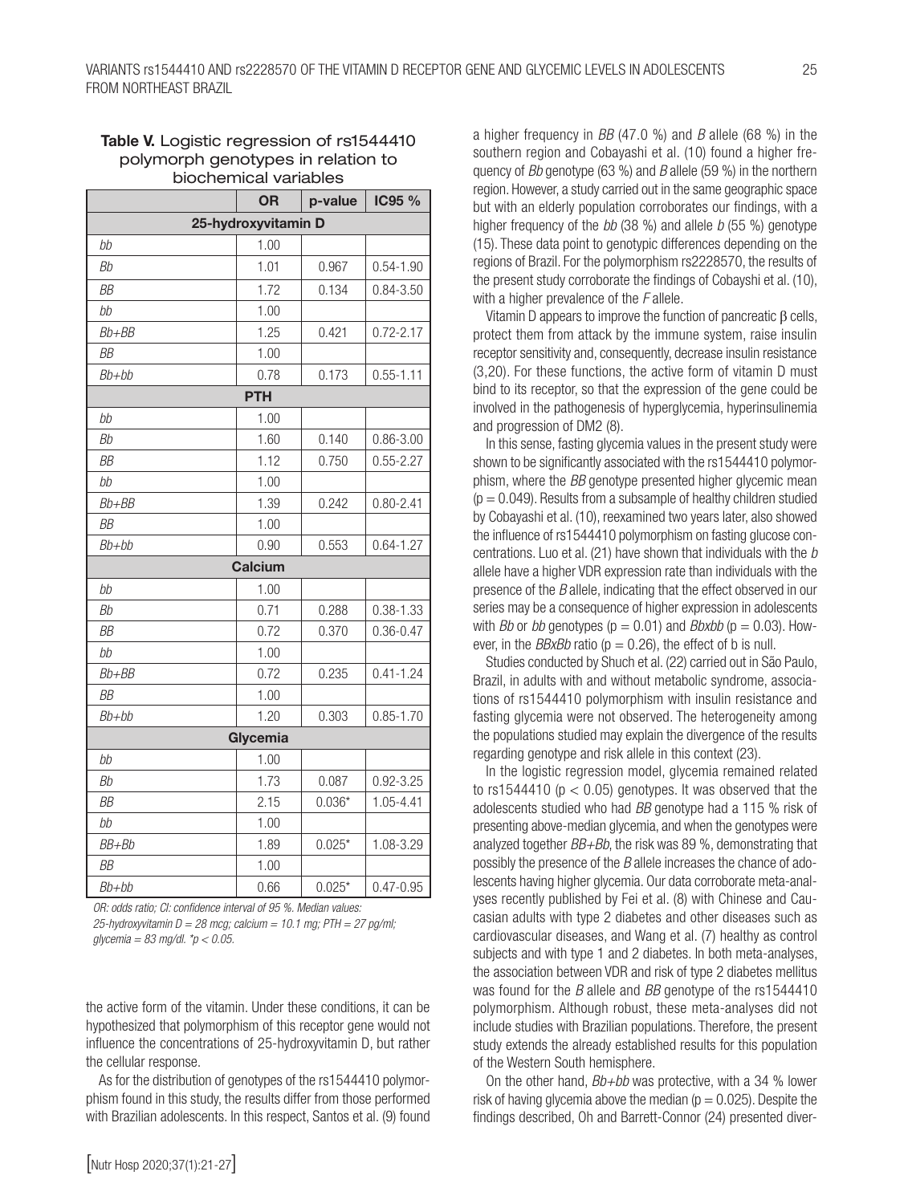**Table V.** Logistic regression of rs1544410 polymorph genotypes in relation to biochemical variables

| | OR | p-value | IC95 % |
|---|---|---|---|
| **25-hydroxyvitamin D** | | | |
| *bb* | 1.00 | | |
| *Bb* | 1.01 | 0.967 | 0.54-1.90 |
| *BB* | 1.72 | 0.134 | 0.84-3.50 |
| *bb* | 1.00 | | |
| *Bb+BB* | 1.25 | 0.421 | 0.72-2.17 |
| *BB* | 1.00 | | |
| *Bb+bb* | 0.78 | 0.173 | 0.55-1.11 |
| **PTH** | | | |
| *bb* | 1.00 | | |
| *Bb* | 1.60 | 0.140 | 0.86-3.00 |
| *BB* | 1.12 | 0.750 | 0.55-2.27 |
| *bb* | 1.00 | | |
| *Bb+BB* | 1.39 | 0.242 | 0.80-2.41 |
| *BB* | 1.00 | | |
| *Bb+bb* | 0.90 | 0.553 | 0.64-1.27 |
| **Calcium** | | | |
| *bb* | 1.00 | | |
| *Bb* | 0.71 | 0.288 | 0.38-1.33 |
| *BB* | 0.72 | 0.370 | 0.36-0.47 |
| *bb* | 1.00 | | |
| *Bb+BB* | 0.72 | 0.235 | 0.41-1.24 |
| *BB* | 1.00 | | |
| *Bb+bb* | 1.20 | 0.303 | 0.85-1.70 |
| **Glycemia** | | | |
| *bb* | 1.00 | | |
| *Bb* | 1.73 | 0.087 | 0.92-3.25 |
| *BB* | 2.15 | 0.036* | 1.05-4.41 |
| *bb* | 1.00 | | |
| *BB+Bb* | 1.89 | 0.025* | 1.08-3.29 |
| *BB* | 1.00 | | |
| *Bb+bb* | 0.66 | 0.025* | 0.47-0.95 |

*OR: odds ratio; CI: confidence interval of 95 %. Median values: 25-hydroxyvitamin D = 28 mcg; calcium = 10.1 mg; PTH = 27 pg/ml; glycemia = 83 mg/dl. *p < 0.05.*

the active form of the vitamin. Under these conditions, it can be hypothesized that polymorphism of this receptor gene would not influence the concentrations of 25-hydroxyvitamin D, but rather the cellular response.

As for the distribution of genotypes of the rs1544410 polymorphism found in this study, the results differ from those performed with Brazilian adolescents. In this respect, Santos et al. (9) found a higher frequency in *BB* (47.0 %) and *B* allele (68 %) in the southern region and Cobayashi et al. (10) found a higher frequency of *Bb* genotype (63 %) and *B* allele (59 %) in the northern region. However, a study carried out in the same geographic space but with an elderly population corroborates our findings, with a higher frequency of the *bb* (38 %) and allele *b* (55 %) genotype (15). These data point to genotypic differences depending on the regions of Brazil. For the polymorphism rs2228570, the results of the present study corroborate the findings of Cobayshi et al. (10), with a higher prevalence of the *F* allele.

Vitamin D appears to improve the function of pancreatic β cells, protect them from attack by the immune system, raise insulin receptor sensitivity and, consequently, decrease insulin resistance (3,20). For these functions, the active form of vitamin D must bind to its receptor, so that the expression of the gene could be involved in the pathogenesis of hyperglycemia, hyperinsulinemia and progression of DM2 (8).

In this sense, fasting glycemia values in the present study were shown to be significantly associated with the rs1544410 polymorphism, where the *BB* genotype presented higher glycemic mean ($p = 0.049$). Results from a subsample of healthy children studied by Cobayashi et al. (10), reexamined two years later, also showed the influence of rs1544410 polymorphism on fasting glucose concentrations. Luo et al. (21) have shown that individuals with the *b* allele have a higher VDR expression rate than individuals with the presence of the *B* allele, indicating that the effect observed in our series may be a consequence of higher expression in adolescents with *Bb* or *bb* genotypes ($p = 0.01$) and *Bbxbb* ($p = 0.03$). However, in the *BBxBb* ratio ($p = 0.26$), the effect of b is null.

Studies conducted by Shuch et al. (22) carried out in São Paulo, Brazil, in adults with and without metabolic syndrome, associations of rs1544410 polymorphism with insulin resistance and fasting glycemia were not observed. The heterogeneity among the populations studied may explain the divergence of the results regarding genotype and risk allele in this context (23).

In the logistic regression model, glycemia remained related to rs1544410 ($p < 0.05$) genotypes. It was observed that the adolescents studied who had *BB* genotype had a 115 % risk of presenting above-median glycemia, and when the genotypes were analyzed together *BB+Bb*, the risk was 89 %, demonstrating that possibly the presence of the *B* allele increases the chance of adolescents having higher glycemia. Our data corroborate meta-analyses recently published by Fei et al. (8) with Chinese and Caucasian adults with type 2 diabetes and other diseases such as cardiovascular diseases, and Wang et al. (7) healthy as control subjects and with type 1 and 2 diabetes. In both meta-analyses, the association between VDR and risk of type 2 diabetes mellitus was found for the *B* allele and *BB* genotype of the rs1544410 polymorphism. Although robust, these meta-analyses did not include studies with Brazilian populations. Therefore, the present study extends the already established results for this population of the Western South hemisphere.

On the other hand, *Bb+bb* was protective, with a 34 % lower risk of having glycemia above the median ($p = 0.025$). Despite the findings described, Oh and Barrett-Connor (24) presented diver-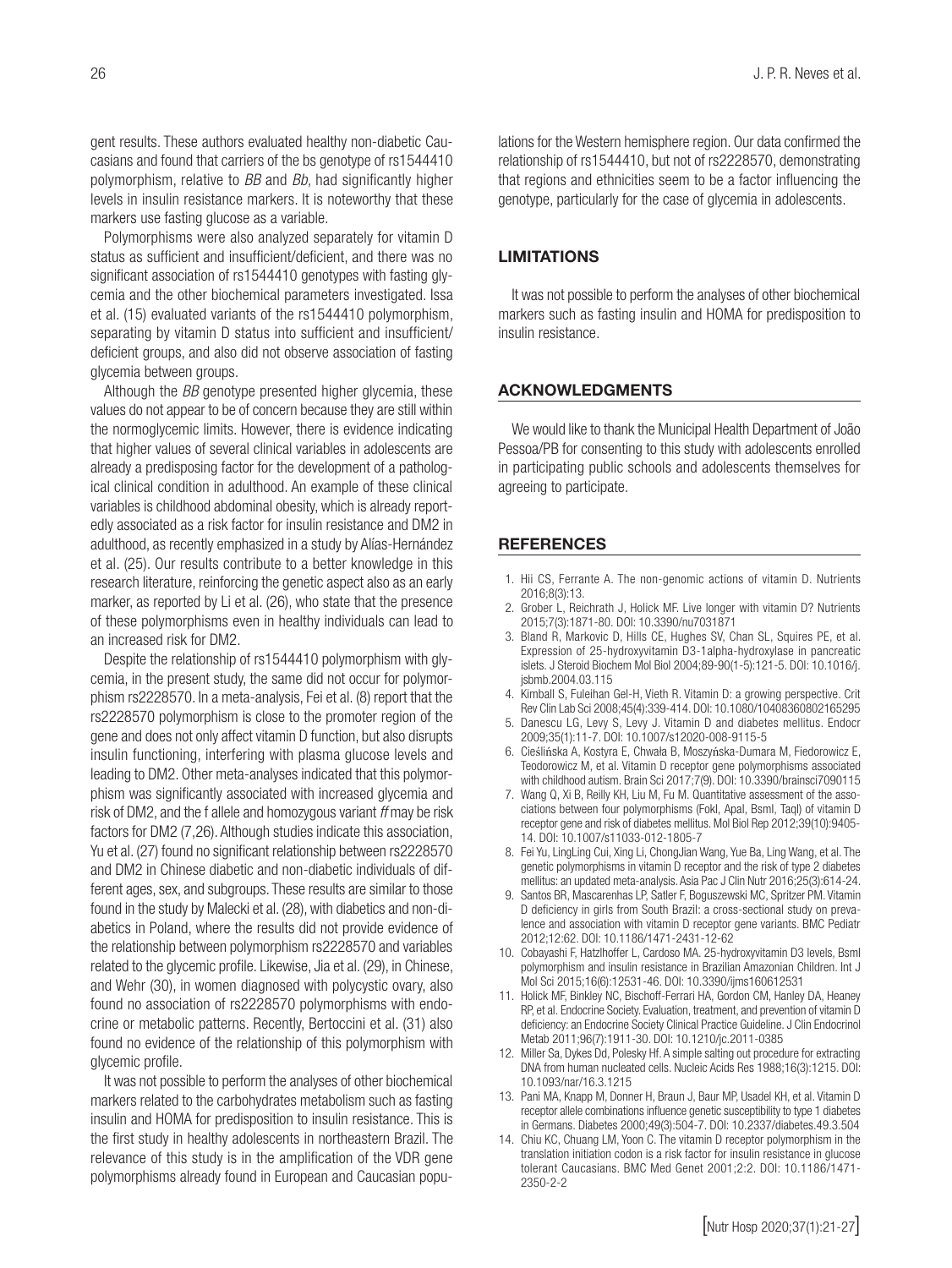gent results. These authors evaluated healthy non-diabetic Caucasians and found that carriers of the bs genotype of rs1544410 polymorphism, relative to *BB* and *Bb*, had significantly higher levels in insulin resistance markers. It is noteworthy that these markers use fasting glucose as a variable.

Polymorphisms were also analyzed separately for vitamin D status as sufficient and insufficient/deficient, and there was no significant association of rs1544410 genotypes with fasting glycemia and the other biochemical parameters investigated. Issa et al. (15) evaluated variants of the rs1544410 polymorphism, separating by vitamin D status into sufficient and insufficient/deficient groups, and also did not observe association of fasting glycemia between groups.

Although the *BB* genotype presented higher glycemia, these values do not appear to be of concern because they are still within the normoglycemic limits. However, there is evidence indicating that higher values of several clinical variables in adolescents are already a predisposing factor for the development of a pathological clinical condition in adulthood. An example of these clinical variables is childhood abdominal obesity, which is already reportedly associated as a risk factor for insulin resistance and DM2 in adulthood, as recently emphasized in a study by Alías-Hernández et al. (25). Our results contribute to a better knowledge in this research literature, reinforcing the genetic aspect also as an early marker, as reported by Li et al. (26), who state that the presence of these polymorphisms even in healthy individuals can lead to an increased risk for DM2.

Despite the relationship of rs1544410 polymorphism with glycemia, in the present study, the same did not occur for polymorphism rs2228570. In a meta-analysis, Fei et al. (8) report that the rs2228570 polymorphism is close to the promoter region of the gene and does not only affect vitamin D function, but also disrupts insulin functioning, interfering with plasma glucose levels and leading to DM2. Other meta-analyses indicated that this polymorphism was significantly associated with increased glycemia and risk of DM2, and the f allele and homozygous variant *ff* may be risk factors for DM2 (7,26). Although studies indicate this association, Yu et al. (27) found no significant relationship between rs2228570 and DM2 in Chinese diabetic and non-diabetic individuals of different ages, sex, and subgroups. These results are similar to those found in the study by Malecki et al. (28), with diabetics and non-diabetics in Poland, where the results did not provide evidence of the relationship between polymorphism rs2228570 and variables related to the glycemic profile. Likewise, Jia et al. (29), in Chinese, and Wehr (30), in women diagnosed with polycystic ovary, also found no association of rs2228570 polymorphisms with endocrine or metabolic patterns. Recently, Bertoccini et al. (31) also found no evidence of the relationship of this polymorphism with glycemic profile.

It was not possible to perform the analyses of other biochemical markers related to the carbohydrates metabolism such as fasting insulin and HOMA for predisposition to insulin resistance. This is the first study in healthy adolescents in northeastern Brazil. The relevance of this study is in the amplification of the VDR gene polymorphisms already found in European and Caucasian populations for the Western hemisphere region. Our data confirmed the relationship of rs1544410, but not of rs2228570, demonstrating that regions and ethnicities seem to be a factor influencing the genotype, particularly for the case of glycemia in adolescents.

## LIMITATIONS

It was not possible to perform the analyses of other biochemical markers such as fasting insulin and HOMA for predisposition to insulin resistance.

## ACKNOWLEDGMENTS

We would like to thank the Municipal Health Department of João Pessoa/PB for consenting to this study with adolescents enrolled in participating public schools and adolescents themselves for agreeing to participate.

## REFERENCES

1. Hii CS, Ferrante A. The non-genomic actions of vitamin D. Nutrients 2016;8(3):13.
2. Grober L, Reichrath J, Holick MF. Live longer with vitamin D? Nutrients 2015;7(3):1871-80. DOI: 10.3390/nu7031871
3. Bland R, Markovic D, Hills CE, Hughes SV, Chan SL, Squires PE, et al. Expression of 25-hydroxyvitamin D3-1alpha-hydroxylase in pancreatic islets. J Steroid Biochem Mol Biol 2004;89-90(1-5):121-5. DOI: 10.1016/j.jsbmb.2004.03.115
4. Kimball S, Fuleihan Gel-H, Vieth R. Vitamin D: a growing perspective. Crit Rev Clin Lab Sci 2008;45(4):339-414. DOI: 10.1080/10408360802165295
5. Danescu LG, Levy S, Levy J. Vitamin D and diabetes mellitus. Endocr 2009;35(1):11-7. DOI: 10.1007/s12020-008-9115-5
6. Cieślińska A, Kostyra E, Chwała B, Moszyńska-Dumara M, Fiedorowicz E, Teodorowicz M, et al. Vitamin D receptor gene polymorphisms associated with childhood autism. Brain Sci 2017;7(9). DOI: 10.3390/brainsci7090115
7. Wang Q, Xi B, Reilly KH, Liu M, Fu M. Quantitative assessment of the associations between four polymorphisms (FokI, ApaI, BsmI, TaqI) of vitamin D receptor gene and risk of diabetes mellitus. Mol Biol Rep 2012;39(10):9405-14. DOI: 10.1007/s11033-012-1805-7
8. Fei Yu, LingLing Cui, Xing Li, ChongJian Wang, Yue Ba, Ling Wang, et al. The genetic polymorphisms in vitamin D receptor and the risk of type 2 diabetes mellitus: an updated meta-analysis. Asia Pac J Clin Nutr 2016;25(3):614-24.
9. Santos BR, Mascarenhas LP, Satler F, Boguszewski MC, Spritzer PM. Vitamin D deficiency in girls from South Brazil: a cross-sectional study on prevalence and association with vitamin D receptor gene variants. BMC Pediatr 2012;12:62. DOI: 10.1186/1471-2431-12-62
10. Cobayashi F, Hatzlhoffer L, Cardoso MA. 25-hydroxyvitamin D3 levels, BsmI polymorphism and insulin resistance in Brazilian Amazonian Children. Int J Mol Sci 2015;16(6):12531-46. DOI: 10.3390/ijms160612531
11. Holick MF, Binkley NC, Bischoff-Ferrari HA, Gordon CM, Hanley DA, Heaney RP, et al. Endocrine Society. Evaluation, treatment, and prevention of vitamin D deficiency: an Endocrine Society Clinical Practice Guideline. J Clin Endocrinol Metab 2011;96(7):1911-30. DOI: 10.1210/jc.2011-0385
12. Miller Sa, Dykes Dd, Polesky Hf. A simple salting out procedure for extracting DNA from human nucleated cells. Nucleic Acids Res 1988;16(3):1215. DOI: 10.1093/nar/16.3.1215
13. Pani MA, Knapp M, Donner H, Braun J, Baur MP, Usadel KH, et al. Vitamin D receptor allele combinations influence genetic susceptibility to type 1 diabetes in Germans. Diabetes 2000;49(3):504-7. DOI: 10.2337/diabetes.49.3.504
14. Chiu KC, Chuang LM, Yoon C. The vitamin D receptor polymorphism in the translation initiation codon is a risk factor for insulin resistance in glucose tolerant Caucasians. BMC Med Genet 2001;2:2. DOI: 10.1186/1471-2350-2-2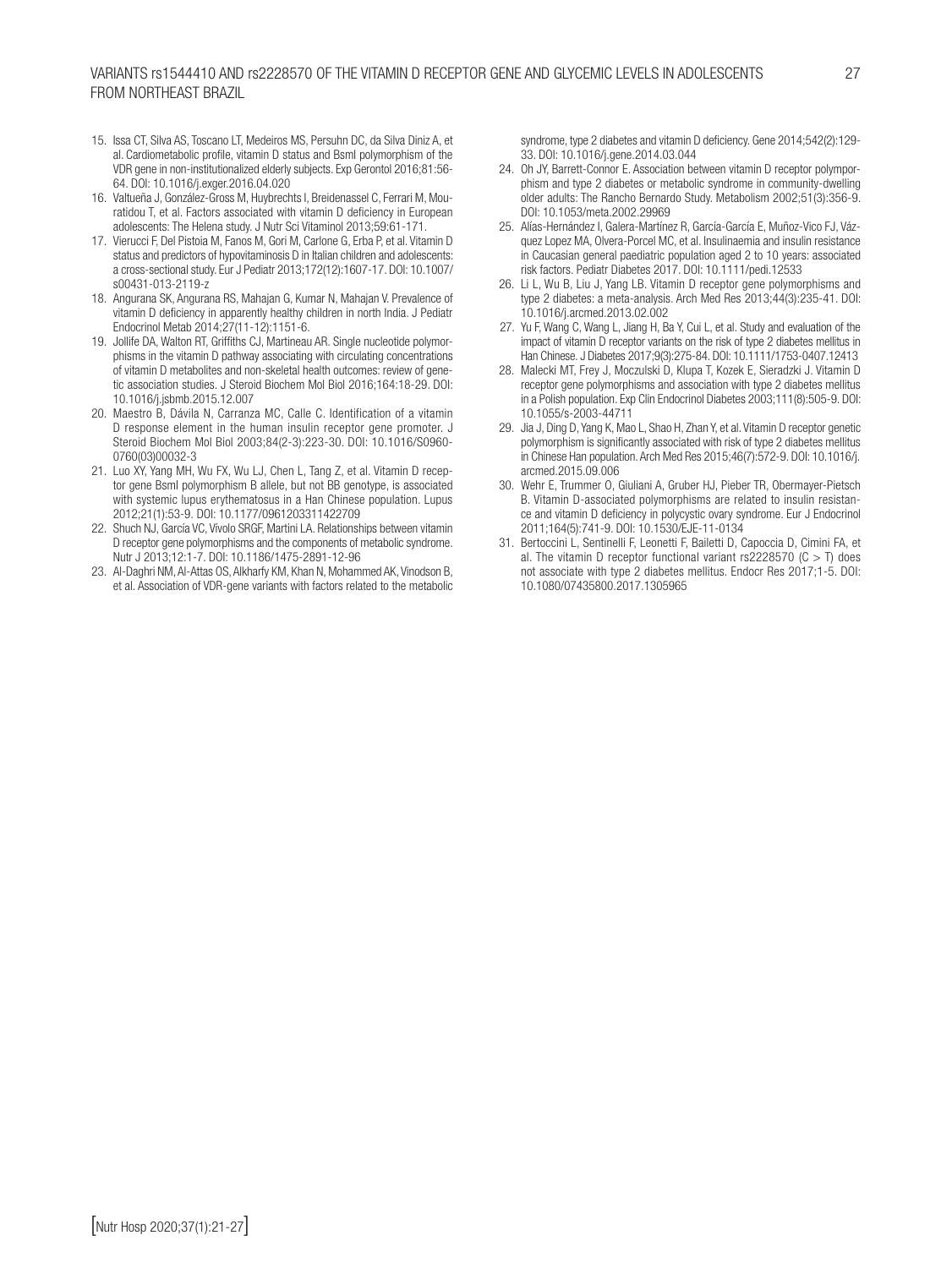15. Issa CT, Silva AS, Toscano LT, Medeiros MS, Persuhn DC, da Silva Diniz A, et al. Cardiometabolic profile, vitamin D status and BsmI polymorphism of the VDR gene in non-institutionalized elderly subjects. Exp Gerontol 2016;81:56-64. DOI: 10.1016/j.exger.2016.04.020
16. Valtueña J, González-Gross M, Huybrechts I, Breidenassel C, Ferrari M, Mouratidou T, et al. Factors associated with vitamin D deficiency in European adolescents: The Helena study. J Nutr Sci Vitaminol 2013;59:61-171.
17. Vierucci F, Del Pistoia M, Fanos M, Gori M, Carlone G, Erba P, et al. Vitamin D status and predictors of hypovitaminosis D in Italian children and adolescents: a cross-sectional study. Eur J Pediatr 2013;172(12):1607-17. DOI: 10.1007/s00431-013-2119-z
18. Angurana SK, Angurana RS, Mahajan G, Kumar N, Mahajan V. Prevalence of vitamin D deficiency in apparently healthy children in north India. J Pediatr Endocrinol Metab 2014;27(11-12):1151-6.
19. Jollife DA, Walton RT, Griffiths CJ, Martineau AR. Single nucleotide polymorphisms in the vitamin D pathway associating with circulating concentrations of vitamin D metabolites and non-skeletal health outcomes: review of genetic association studies. J Steroid Biochem Mol Biol 2016;164:18-29. DOI: 10.1016/j.jsbmb.2015.12.007
20. Maestro B, Dávila N, Carranza MC, Calle C. Identification of a vitamin D response element in the human insulin receptor gene promoter. J Steroid Biochem Mol Biol 2003;84(2-3):223-30. DOI: 10.1016/S0960-0760(03)00032-3
21. Luo XY, Yang MH, Wu FX, Wu LJ, Chen L, Tang Z, et al. Vitamin D receptor gene BsmI polymorphism B allele, but not BB genotype, is associated with systemic lupus erythematosus in a Han Chinese population. Lupus 2012;21(1):53-9. DOI: 10.1177/0961203311422709
22. Shuch NJ, García VC, Vívolo SRGF, Martini LA. Relationships between vitamin D receptor gene polymorphisms and the components of metabolic syndrome. Nutr J 2013;12:1-7. DOI: 10.1186/1475-2891-12-96
23. Al-Daghri NM, Al-Attas OS, Alkharfy KM, Khan N, Mohammed AK, Vinodson B, et al. Association of VDR-gene variants with factors related to the metabolic syndrome, type 2 diabetes and vitamin D deficiency. Gene 2014;542(2):129-33. DOI: 10.1016/j.gene.2014.03.044
24. Oh JY, Barrett-Connor E. Association between vitamin D receptor polymorphism and type 2 diabetes or metabolic syndrome in community-dwelling older adults: The Rancho Bernardo Study. Metabolism 2002;51(3):356-9. DOI: 10.1053/meta.2002.29969
25. Alías-Hernández I, Galera-Martínez R, García-García E, Muñoz-Vico FJ, Vázquez Lopez MA, Olvera-Porcel MC, et al. Insulinaemia and insulin resistance in Caucasian general paediatric population aged 2 to 10 years: associated risk factors. Pediatr Diabetes 2017. DOI: 10.1111/pedi.12533
26. Li L, Wu B, Liu J, Yang LB. Vitamin D receptor gene polymorphisms and type 2 diabetes: a meta-analysis. Arch Med Res 2013;44(3):235-41. DOI: 10.1016/j.arcmed.2013.02.002
27. Yu F, Wang C, Wang L, Jiang H, Ba Y, Cui L, et al. Study and evaluation of the impact of vitamin D receptor variants on the risk of type 2 diabetes mellitus in Han Chinese. J Diabetes 2017;9(3):275-84. DOI: 10.1111/1753-0407.12413
28. Malecki MT, Frey J, Moczulski D, Klupa T, Kozek E, Sieradzki J. Vitamin D receptor gene polymorphisms and association with type 2 diabetes mellitus in a Polish population. Exp Clin Endocrinol Diabetes 2003;111(8):505-9. DOI: 10.1055/s-2003-44711
29. Jia J, Ding D, Yang K, Mao L, Shao H, Zhan Y, et al. Vitamin D receptor genetic polymorphism is significantly associated with risk of type 2 diabetes mellitus in Chinese Han population. Arch Med Res 2015;46(7):572-9. DOI: 10.1016/j.arcmed.2015.09.006
30. Wehr E, Trummer O, Giuliani A, Gruber HJ, Pieber TR, Obermayer-Pietsch B. Vitamin D-associated polymorphisms are related to insulin resistance and vitamin D deficiency in polycystic ovary syndrome. Eur J Endocrinol 2011;164(5):741-9. DOI: 10.1530/EJE-11-0134
31. Bertoccini L, Sentinelli F, Leonetti F, Bailetti D, Capoccia D, Cimini FA, et al. The vitamin D receptor functional variant rs2228570 (C > T) does not associate with type 2 diabetes mellitus. Endocr Res 2017;1-5. DOI: 10.1080/07435800.2017.1305965